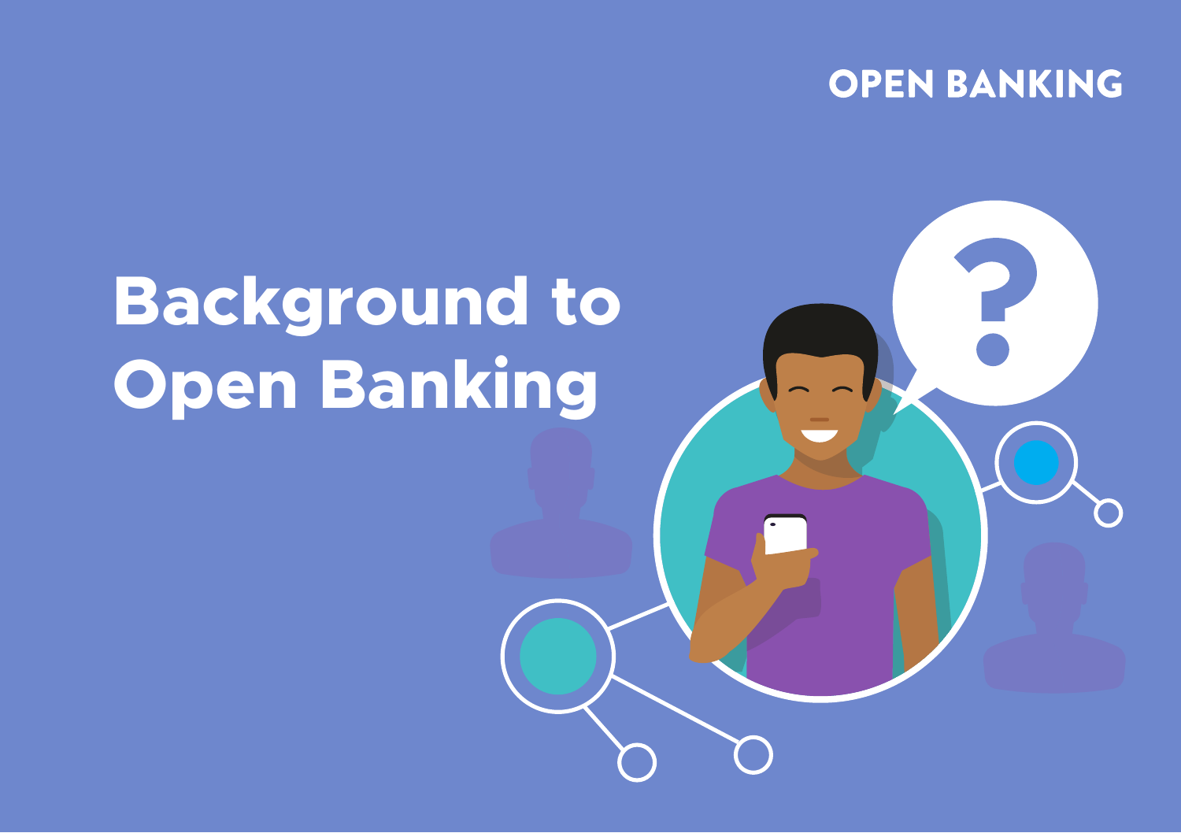OPEN BANKING

# Background to Open Banking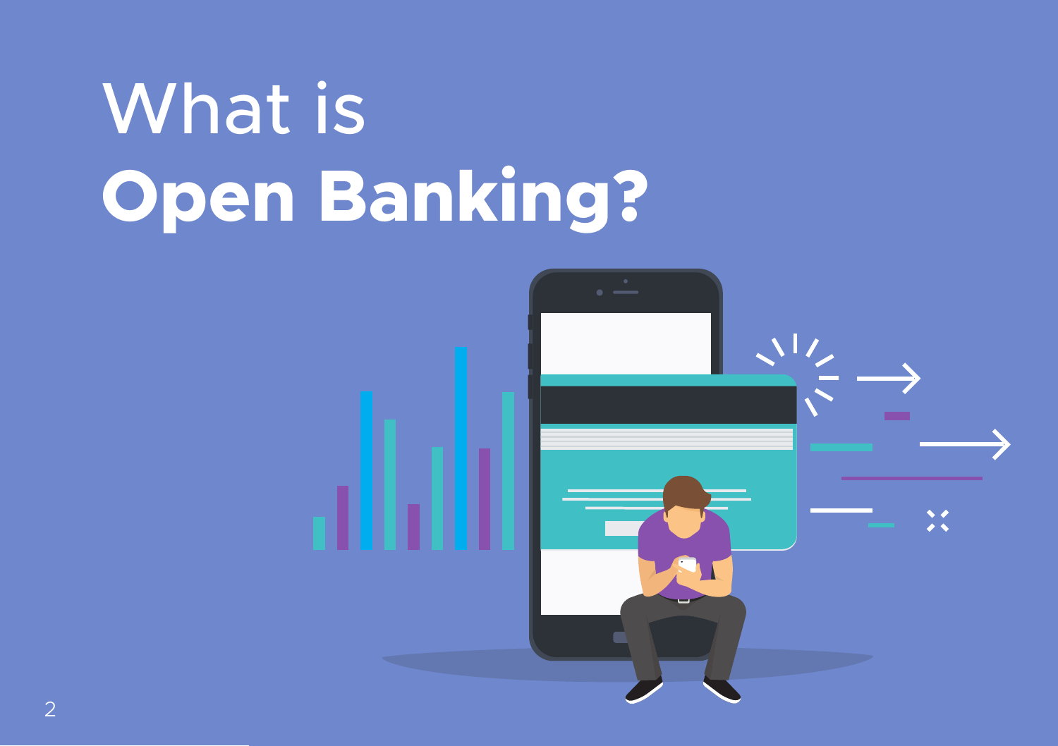# What is **Open Banking?**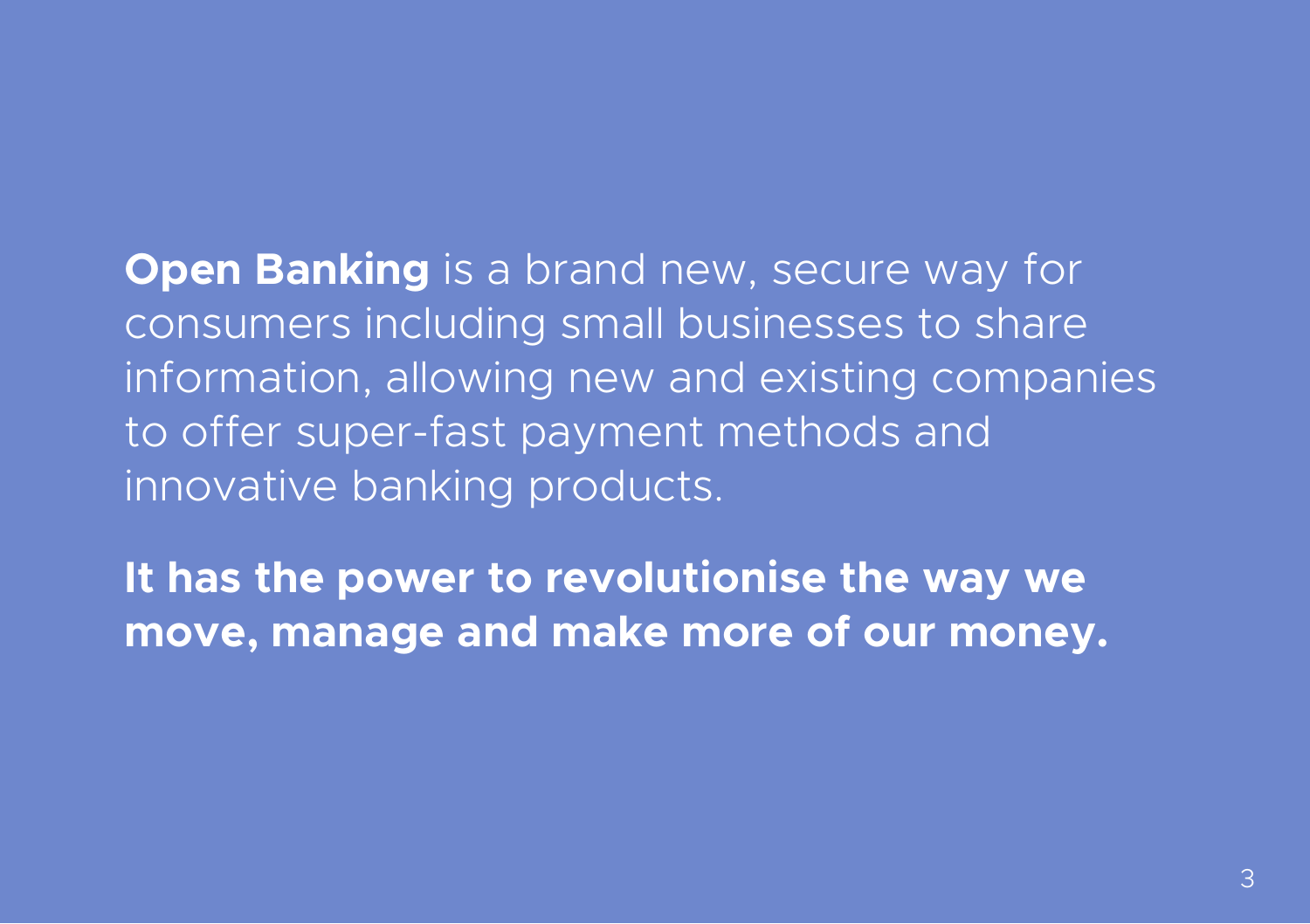**Open Banking** is a brand new, secure way for consumers including small businesses to share information, allowing new and existing companies to offer super-fast payment methods and innovative banking products.

**It has the power to revolutionise the way we move, manage and make more of our money.**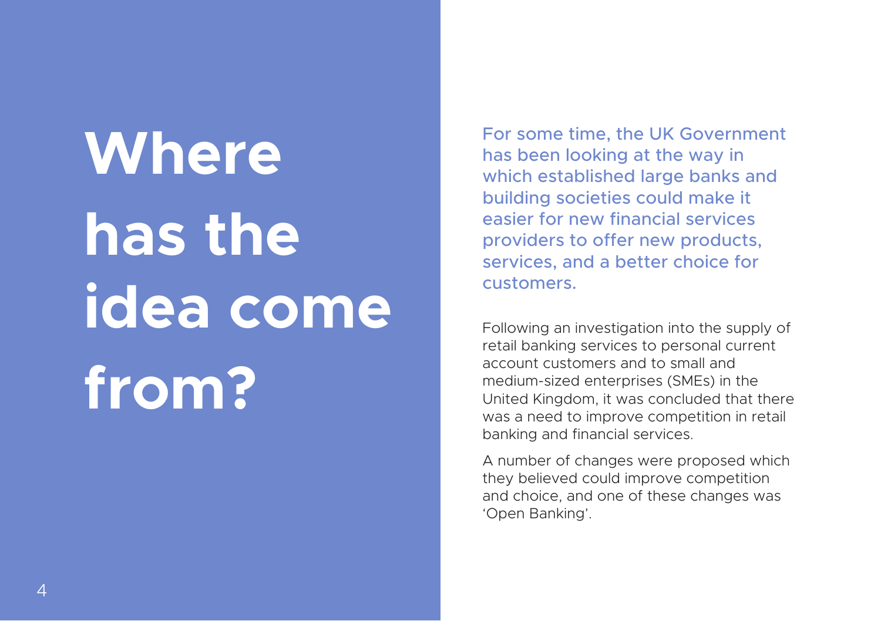# Where has the idea come from?

For some time, the UK Government has been looking at the way in which established large banks and building societies could make it easier for new financial services providers to offer new products, services, and a better choice for customers.

Following an investigation into the supply of retail banking services to personal current account customers and to small and medium-sized enterprises (SMEs) in the United Kingdom, it was concluded that there was a need to improve competition in retail banking and financial services.

A number of changes were proposed which they believed could improve competition and choice, and one of these changes was 'Open Banking'.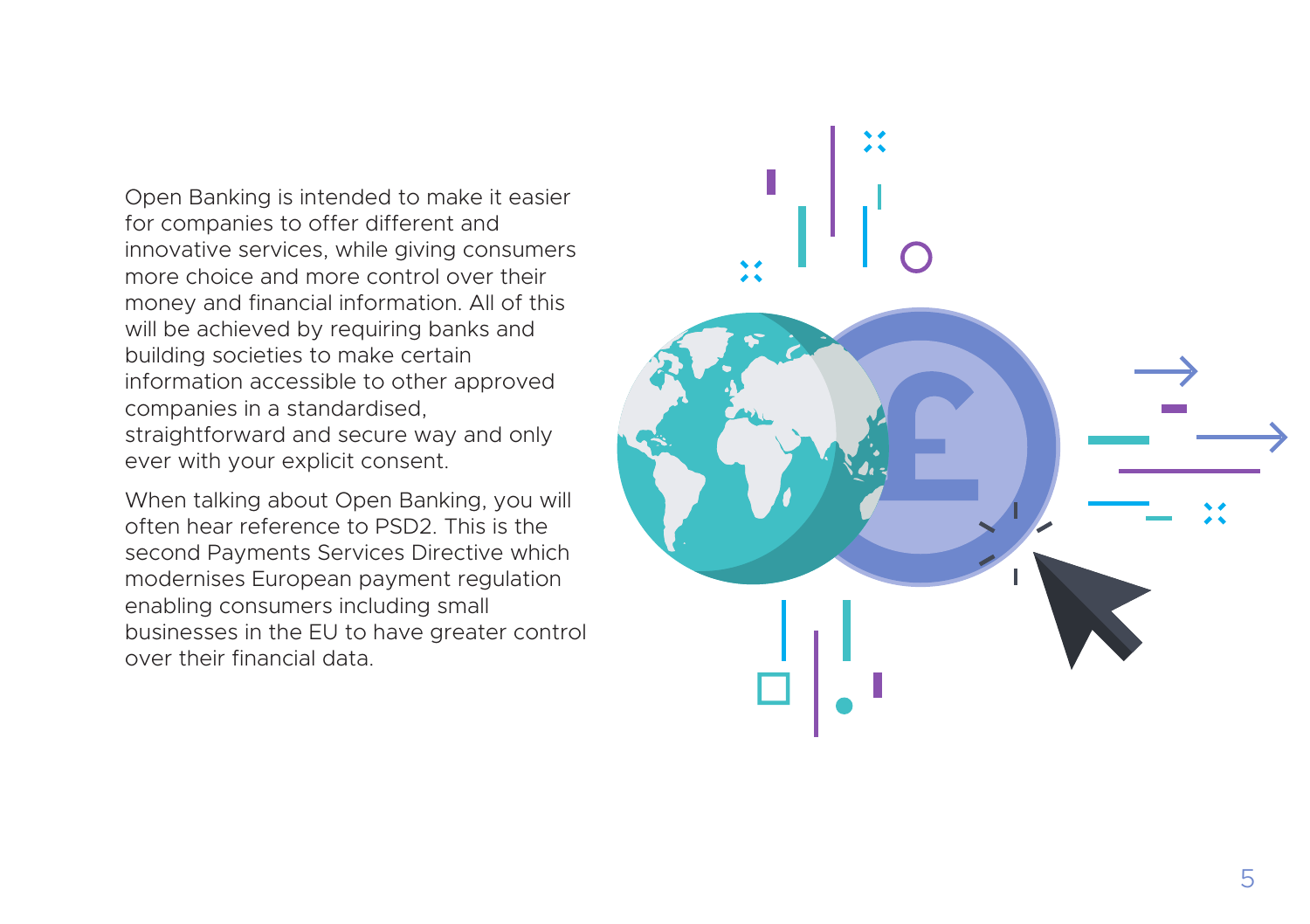Open Banking is intended to make it easier for companies to offer different and innovative services, while giving consumers more choice and more control over their money and financial information. All of this will be achieved by requiring banks and building societies to make certain information accessible to other approved companies in a standardised, straightforward and secure way and only ever with your explicit consent.

When talking about Open Banking, you will often hear reference to PSD2. This is the second Payments Services Directive which modernises European payment regulation enabling consumers including small businesses in the EU to have greater control over their financial data.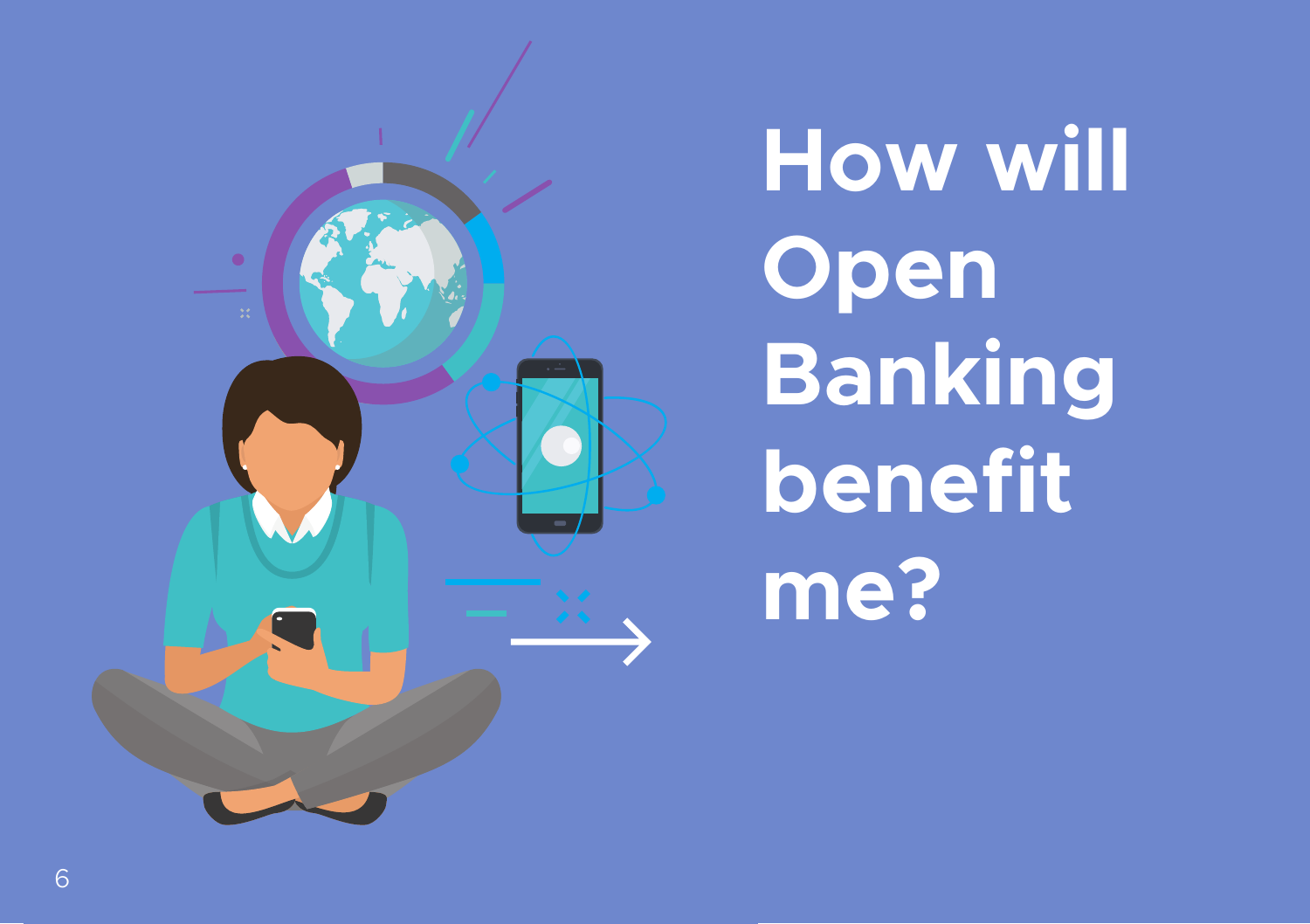# How will Open Banking benefit me?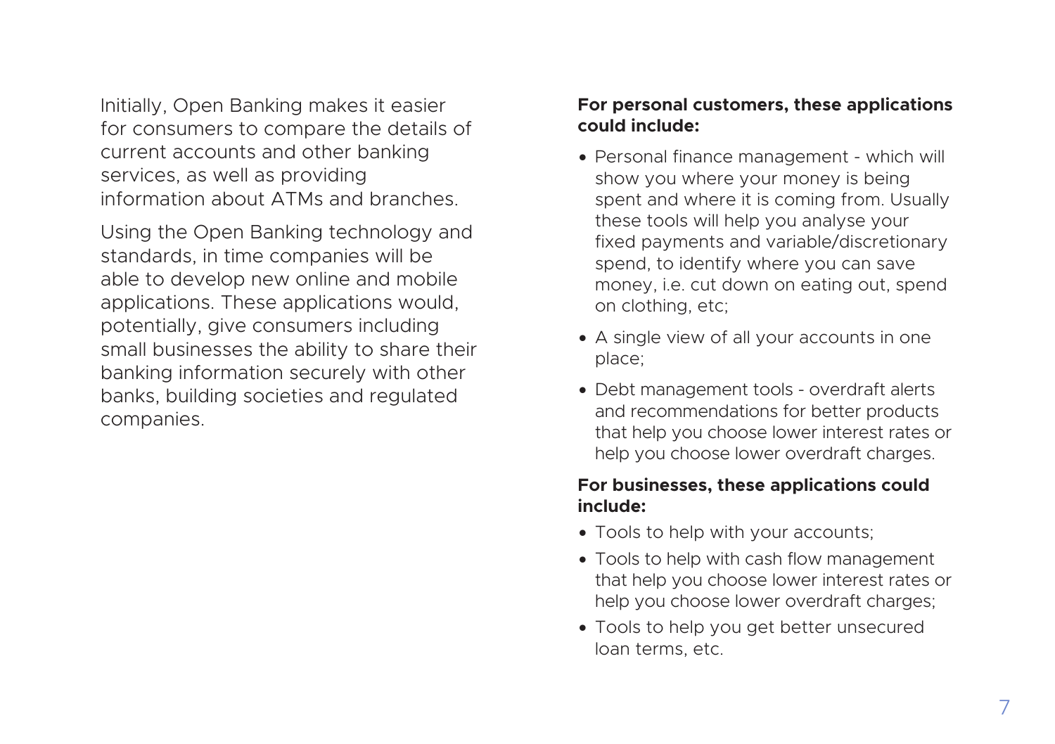Initially, Open Banking makes it easier for consumers to compare the details of current accounts and other banking services, as well as providing information about ATMs and branches.

Using the Open Banking technology and standards, in time companies will be able to develop new online and mobile applications. These applications would, potentially, give consumers including small businesses the ability to share their banking information securely with other banks, building societies and regulated companies.

**For personal customers, these applications could include:**

- Personal finance management - which will show you where your money is being spent and where it is coming from. Usually these tools will help you analyse your fixed payments and variable/discretionary spend, to identify where you can save money, i.e. cut down on eating out, spend on clothing, etc;
- A single view of all your accounts in one place;
- Debt management tools - overdraft alerts and recommendations for better products that help you choose lower interest rates or help you choose lower overdraft charges.

**For businesses, these applications could include:**

- Tools to help with your accounts;
- Tools to help with cash flow management that help you choose lower interest rates or help you choose lower overdraft charges;
- Tools to help you get better unsecured loan terms, etc.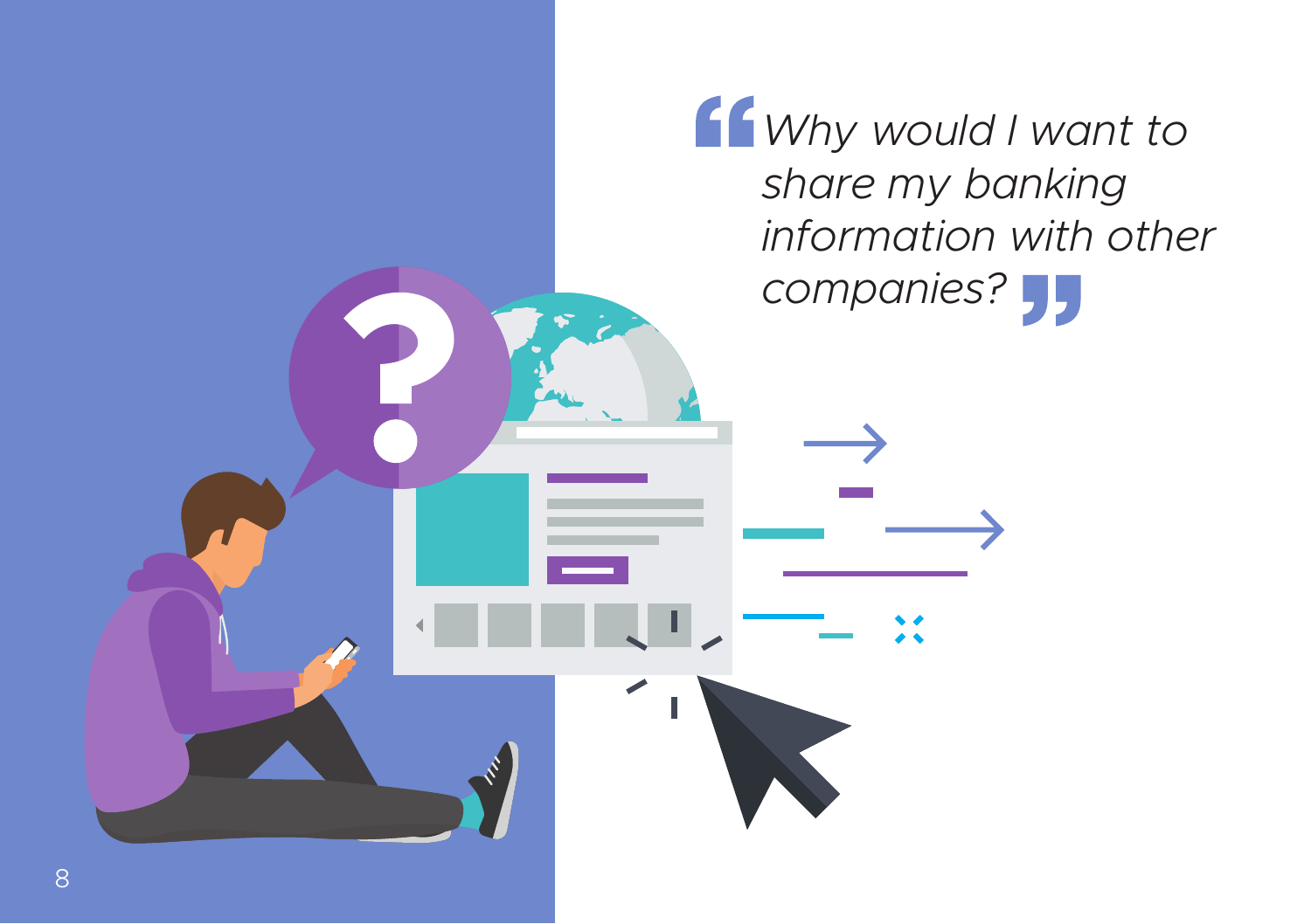*"Why would I want to share my banking information with other companies?"*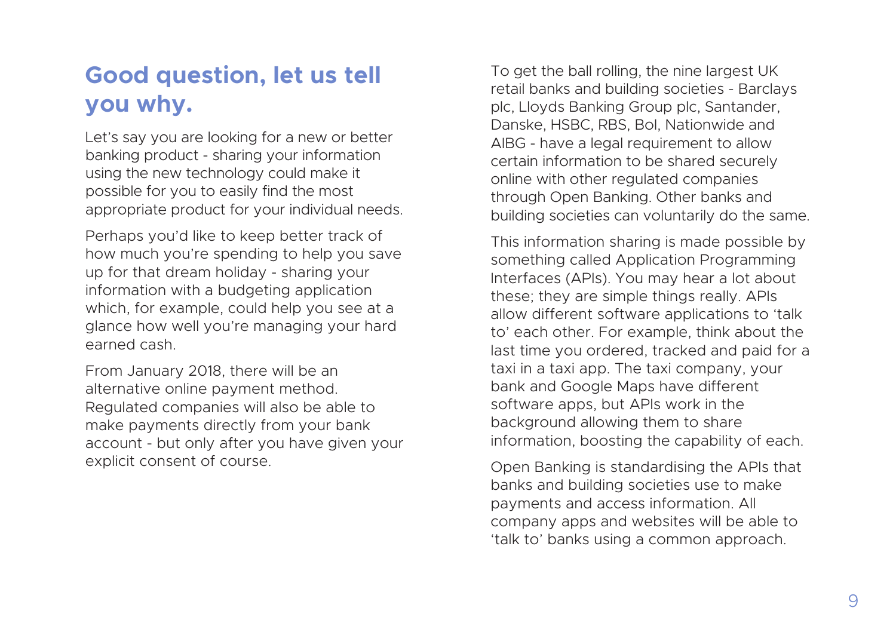## Good question, let us tell you why.

Let's say you are looking for a new or better banking product - sharing your information using the new technology could make it possible for you to easily find the most appropriate product for your individual needs.

Perhaps you'd like to keep better track of how much you're spending to help you save up for that dream holiday - sharing your information with a budgeting application which, for example, could help you see at a glance how well you're managing your hard earned cash.

From January 2018, there will be an alternative online payment method. Regulated companies will also be able to make payments directly from your bank account - but only after you have given your explicit consent of course.

To get the ball rolling, the nine largest UK retail banks and building societies - Barclays plc, Lloyds Banking Group plc, Santander, Danske, HSBC, RBS, BoI, Nationwide and AIBG - have a legal requirement to allow certain information to be shared securely online with other regulated companies through Open Banking. Other banks and building societies can voluntarily do the same.

This information sharing is made possible by something called Application Programming Interfaces (APIs). You may hear a lot about these; they are simple things really. APIs allow different software applications to 'talk to' each other. For example, think about the last time you ordered, tracked and paid for a taxi in a taxi app. The taxi company, your bank and Google Maps have different software apps, but APIs work in the background allowing them to share information, boosting the capability of each.

Open Banking is standardising the APIs that banks and building societies use to make payments and access information. All company apps and websites will be able to 'talk to' banks using a common approach.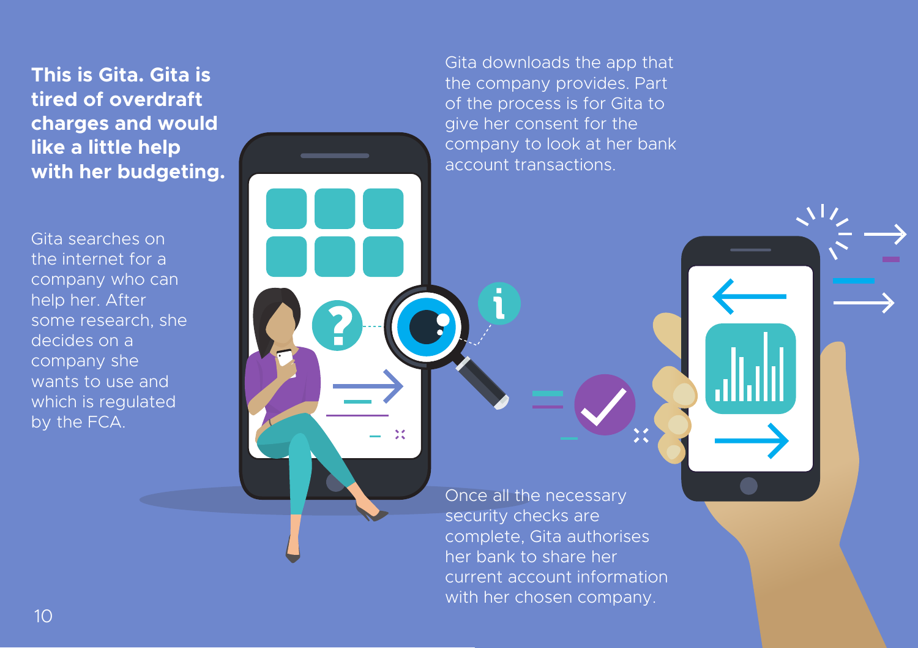**This is Gita. Gita is tired of overdraft charges and would like a little help with her budgeting.**

Gita searches on the internet for a company who can help her. After some research, she decides on a company she wants to use and which is regulated by the FCA.

Gita downloads the app that the company provides. Part of the process is for Gita to give her consent for the company to look at her bank account transactions.

Once all the necessary security checks are complete, Gita authorises her bank to share her current account information with her chosen company.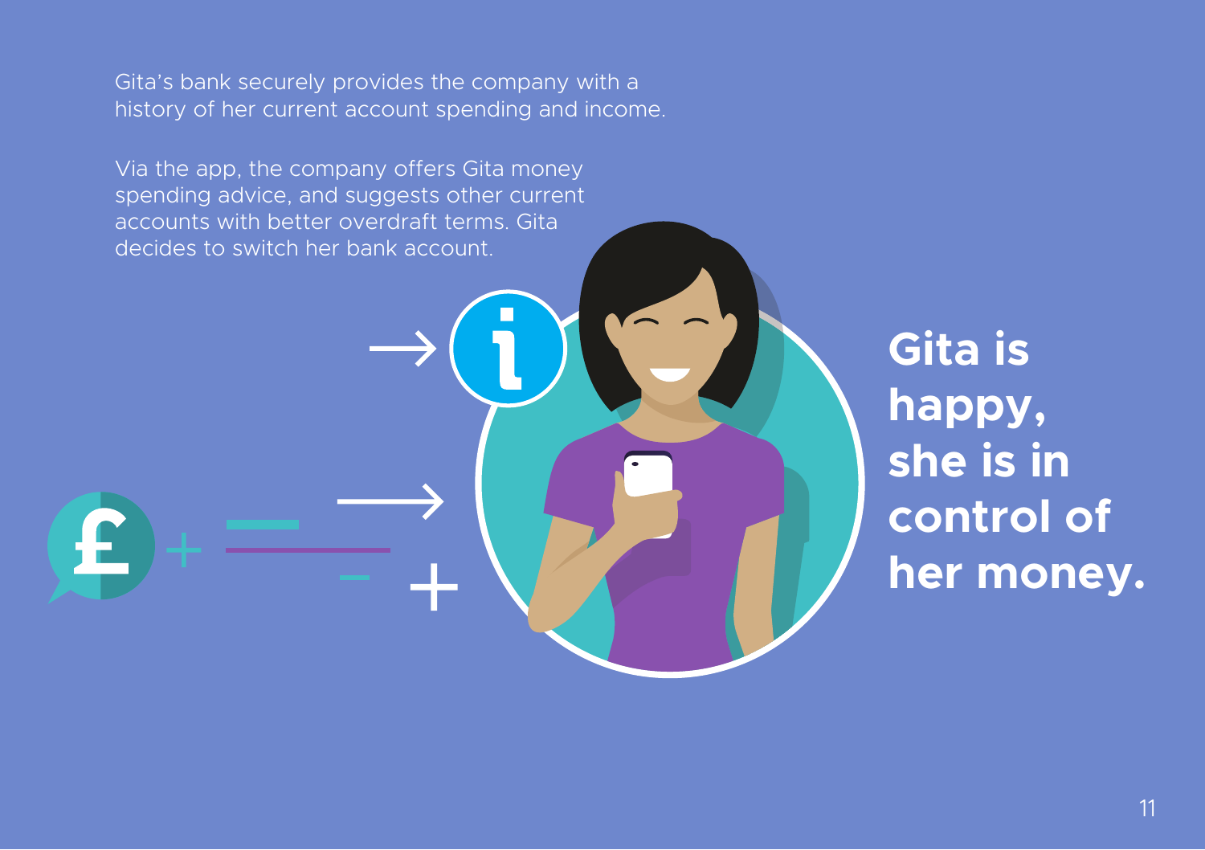Gita's bank securely provides the company with a history of her current account spending and income.

Via the app, the company offers Gita money spending advice, and suggests other current accounts with better overdraft terms. Gita decides to switch her bank account.

**Gita is happy, she is in control of her money.**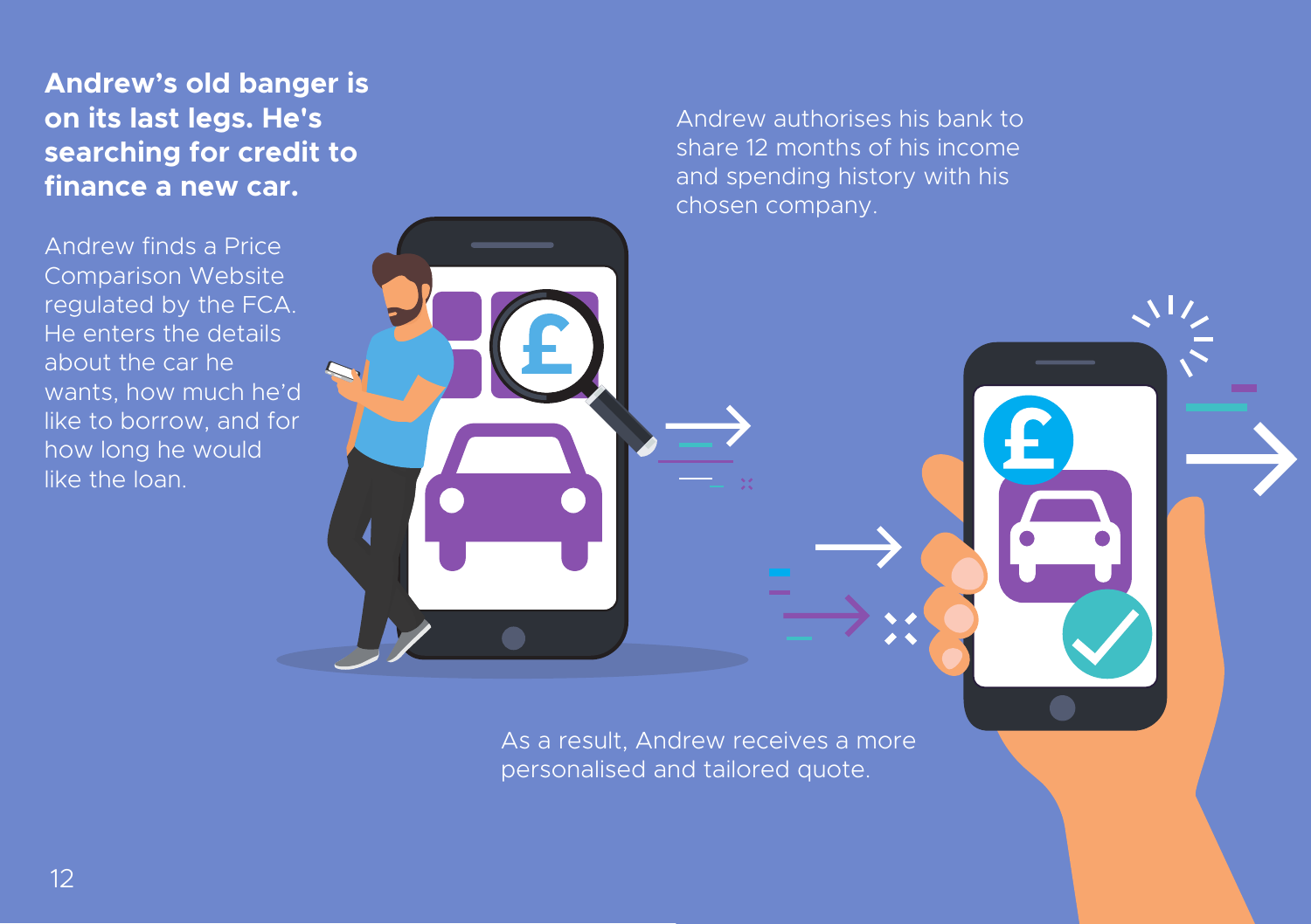**Andrew's old banger is on its last legs. He's searching for credit to finance a new car.**

Andrew finds a Price Comparison Website regulated by the FCA. He enters the details about the car he wants, how much he'd like to borrow, and for how long he would like the loan.

Andrew authorises his bank to share 12 months of his income and spending history with his chosen company.

As a result, Andrew receives a more personalised and tailored quote.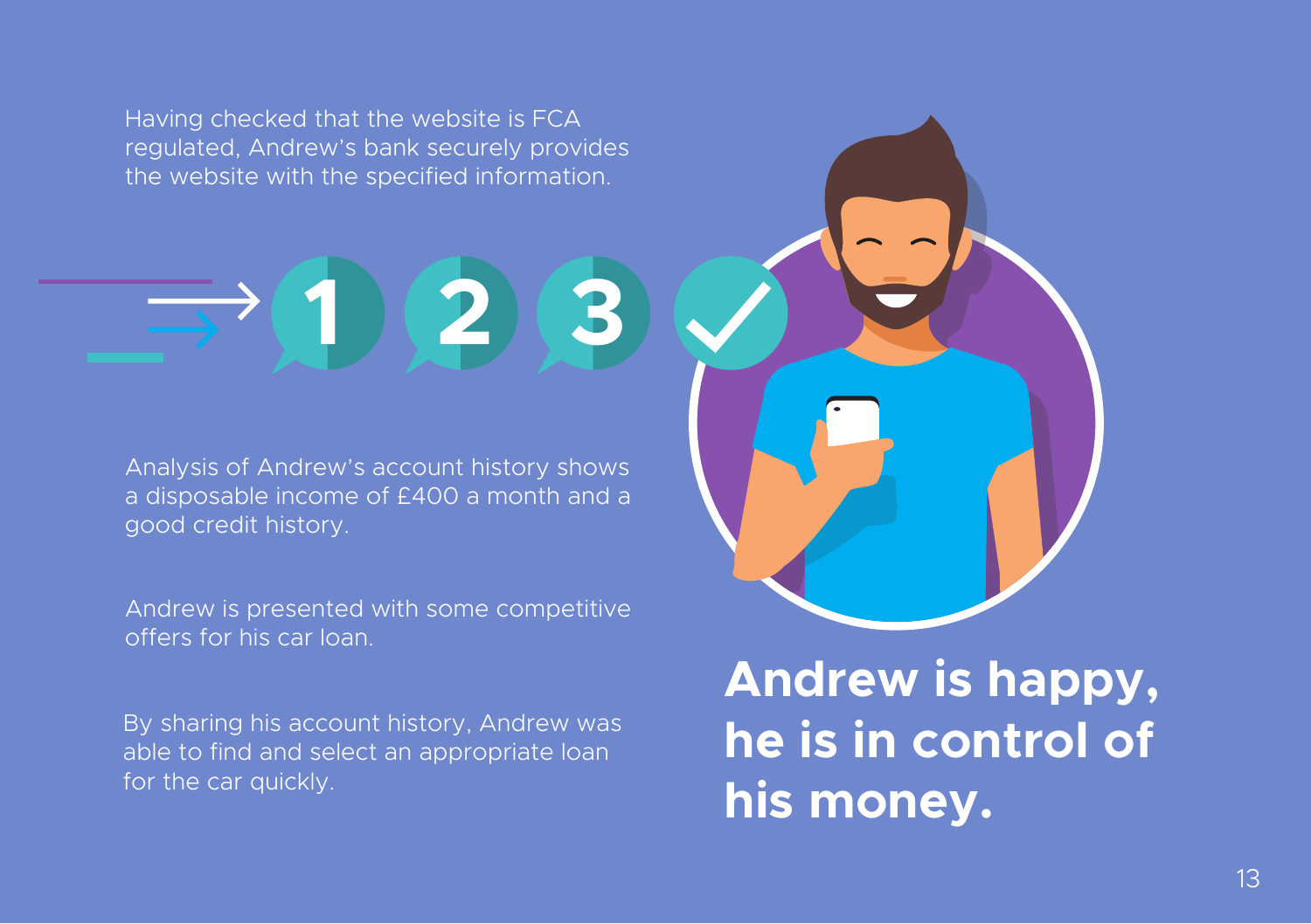Having checked that the website is FCA regulated, Andrew's bank securely provides the website with the specified information.

Analysis of Andrew's account history shows a disposable income of £400 a month and a good credit history.

Andrew is presented with some competitive offers for his car loan.

By sharing his account history, Andrew was able to find and select an appropriate loan for the car quickly.

**Andrew is happy, he is in control of his money.**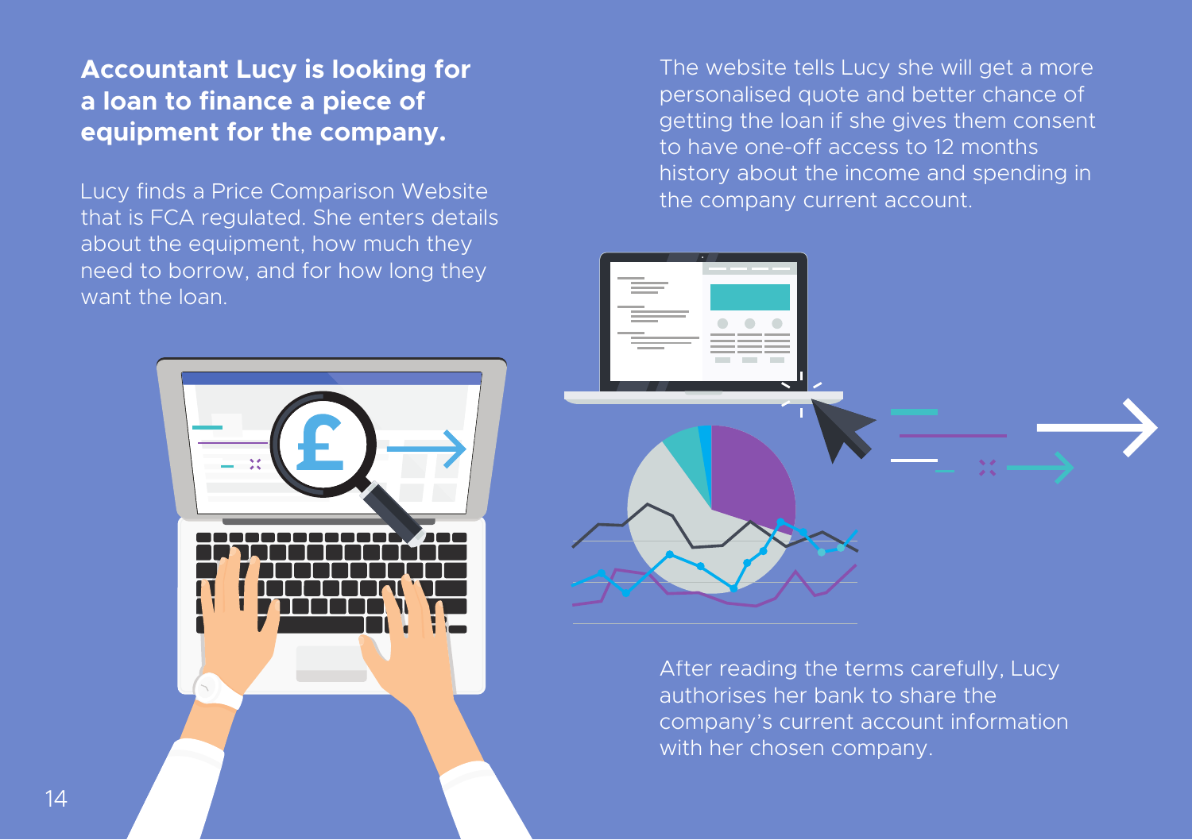**Accountant Lucy is looking for a loan to finance a piece of equipment for the company.**

Lucy finds a Price Comparison Website that is FCA regulated. She enters details about the equipment, how much they need to borrow, and for how long they want the loan.

The website tells Lucy she will get a more personalised quote and better chance of getting the loan if she gives them consent to have one-off access to 12 months history about the income and spending in the company current account.

After reading the terms carefully, Lucy authorises her bank to share the company's current account information with her chosen company.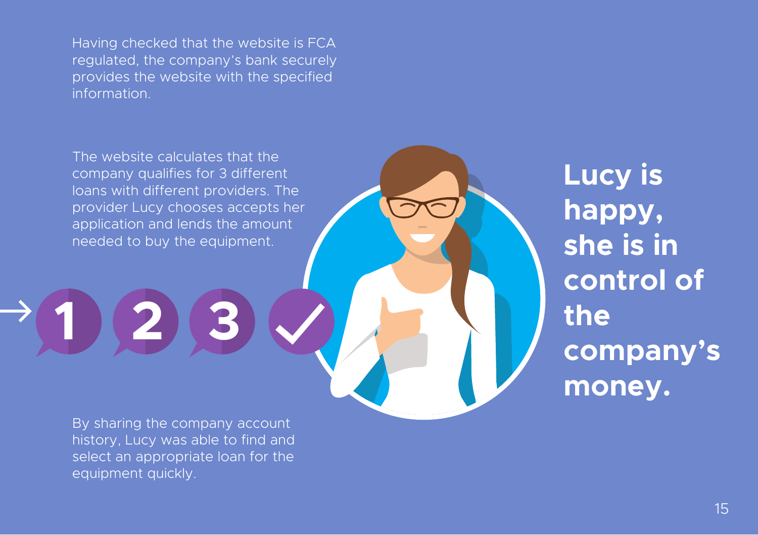Having checked that the website is FCA regulated, the company's bank securely provides the website with the specified information.

The website calculates that the company qualifies for 3 different loans with different providers. The provider Lucy chooses accepts her application and lends the amount needed to buy the equipment.

1 2 3 ✓

By sharing the company account history, Lucy was able to find and select an appropriate loan for the equipment quickly.

**Lucy is happy, she is in control of the company's money.**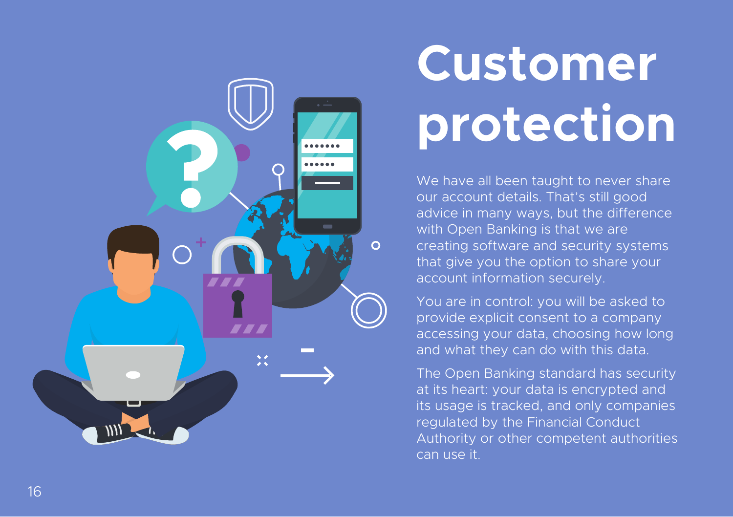# Customer protection

We have all been taught to never share our account details. That's still good advice in many ways, but the difference with Open Banking is that we are creating software and security systems that give you the option to share your account information securely.

You are in control: you will be asked to provide explicit consent to a company accessing your data, choosing how long and what they can do with this data.

The Open Banking standard has security at its heart: your data is encrypted and its usage is tracked, and only companies regulated by the Financial Conduct Authority or other competent authorities can use it.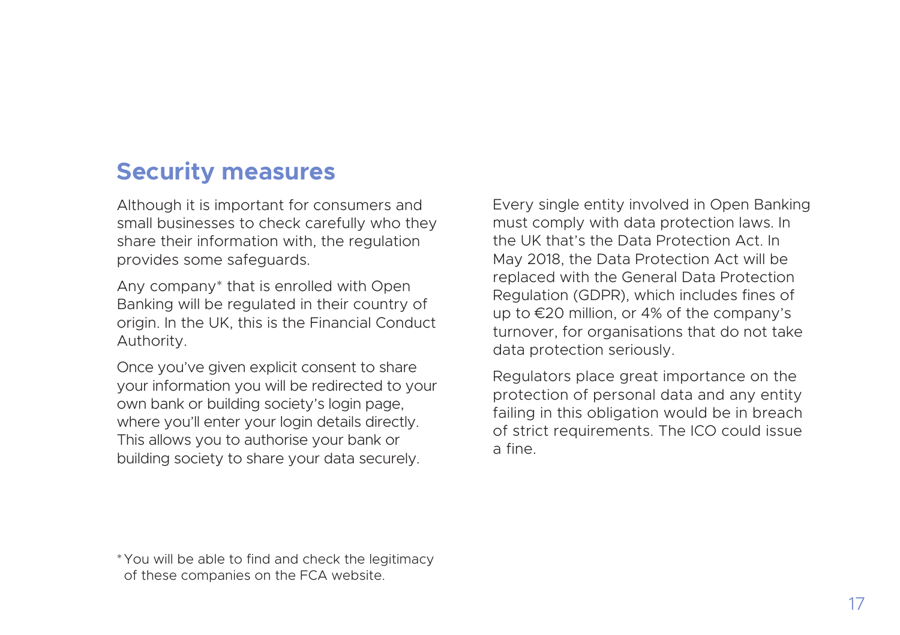## Security measures

Although it is important for consumers and small businesses to check carefully who they share their information with, the regulation provides some safeguards.

Any company* that is enrolled with Open Banking will be regulated in their country of origin. In the UK, this is the Financial Conduct Authority.

Once you've given explicit consent to share your information you will be redirected to your own bank or building society's login page, where you'll enter your login details directly. This allows you to authorise your bank or building society to share your data securely.

Every single entity involved in Open Banking must comply with data protection laws. In the UK that's the Data Protection Act. In May 2018, the Data Protection Act will be replaced with the General Data Protection Regulation (GDPR), which includes fines of up to €20 million, or 4% of the company's turnover, for organisations that do not take data protection seriously.

Regulators place great importance on the protection of personal data and any entity failing in this obligation would be in breach of strict requirements. The ICO could issue a fine.

* You will be able to find and check the legitimacy of these companies on the FCA website.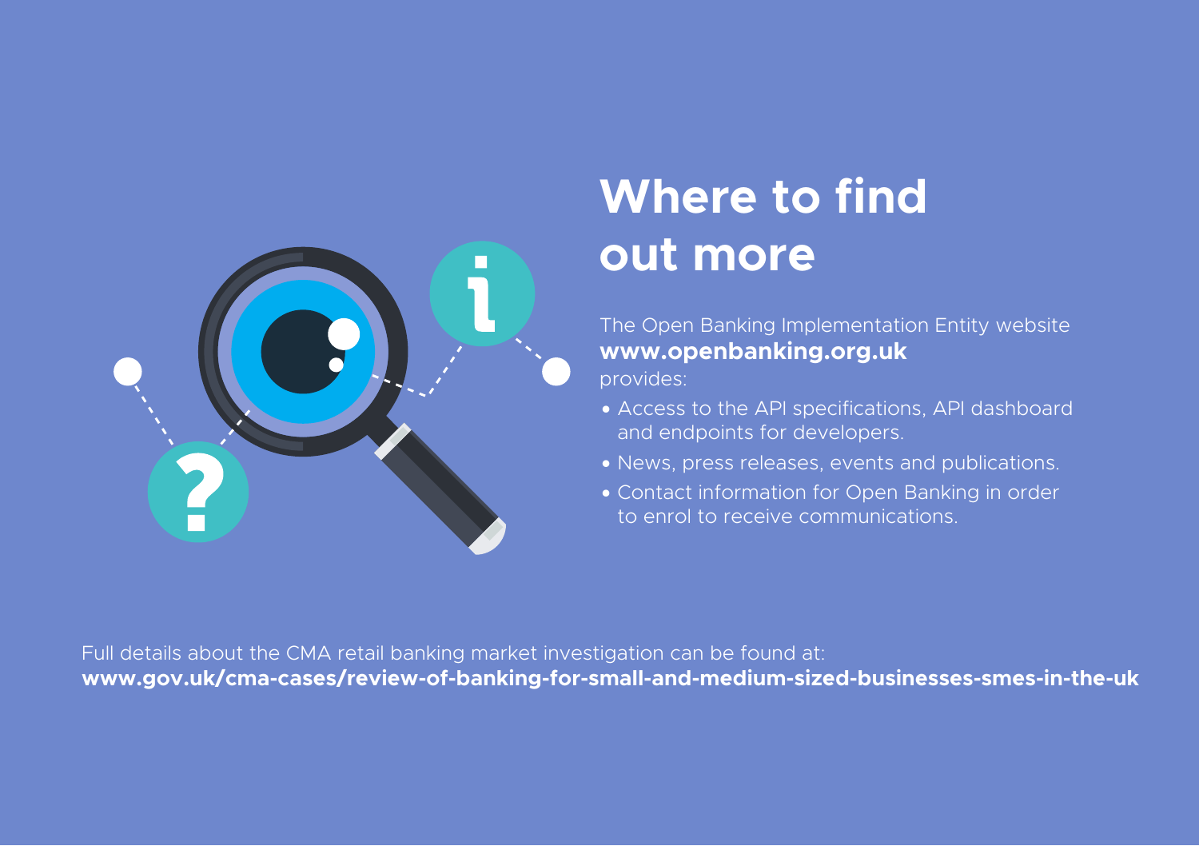# Where to find out more

The Open Banking Implementation Entity website **www.openbanking.org.uk** provides:

- Access to the API specifications, API dashboard and endpoints for developers.
- News, press releases, events and publications.
- Contact information for Open Banking in order to enrol to receive communications.

Full details about the CMA retail banking market investigation can be found at:
**www.gov.uk/cma-cases/review-of-banking-for-small-and-medium-sized-businesses-smes-in-the-uk**